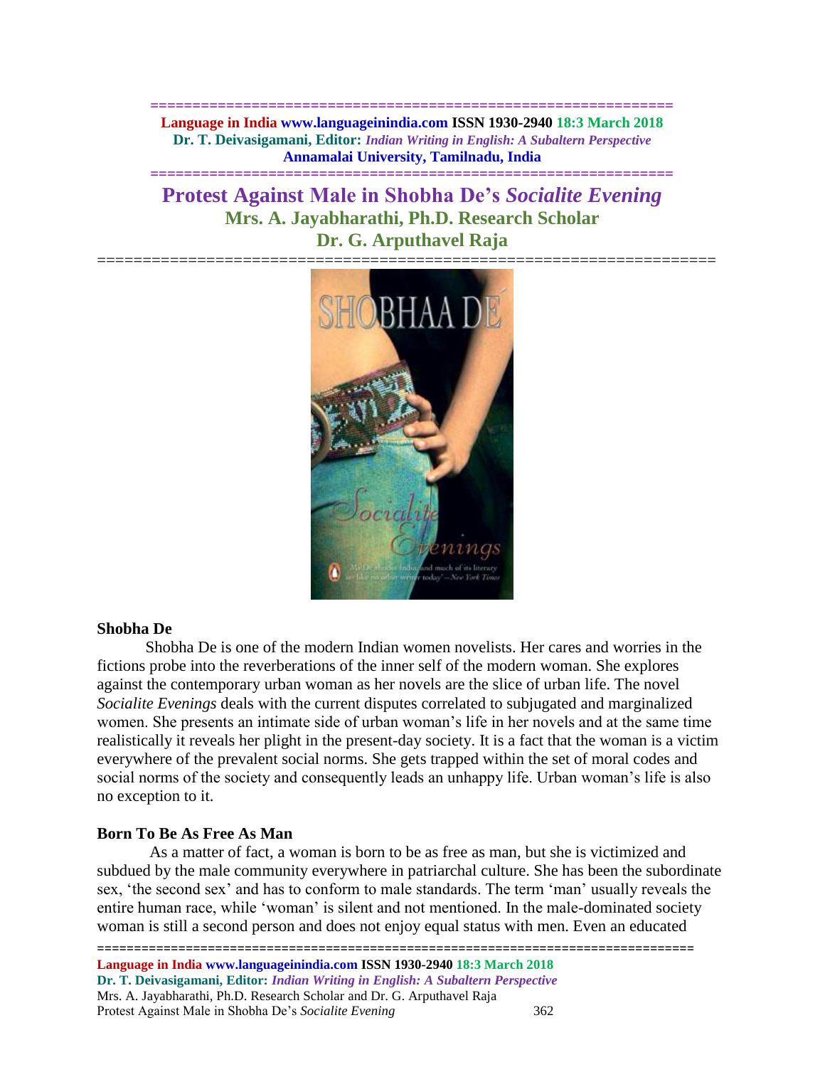# Protest Against Male in Shobha De's *Socialite Evening*

**Mrs. A. Jayabharathi, Ph.D. Research Scholar**
**Dr. G. Arputhavel Raja**

## Shobha De

Shobha De is one of the modern Indian women novelists. Her cares and worries in the fictions probe into the reverberations of the inner self of the modern woman. She explores against the contemporary urban woman as her novels are the slice of urban life. The novel *Socialite Evenings* deals with the current disputes correlated to subjugated and marginalized women. She presents an intimate side of urban woman's life in her novels and at the same time realistically it reveals her plight in the present-day society. It is a fact that the woman is a victim everywhere of the prevalent social norms. She gets trapped within the set of moral codes and social norms of the society and consequently leads an unhappy life. Urban woman's life is also no exception to it.

## Born To Be As Free As Man

As a matter of fact, a woman is born to be as free as man, but she is victimized and subdued by the male community everywhere in patriarchal culture. She has been the subordinate sex, 'the second sex' and has to conform to male standards. The term 'man' usually reveals the entire human race, while 'woman' is silent and not mentioned. In the male-dominated society woman is still a second person and does not enjoy equal status with men. Even an educated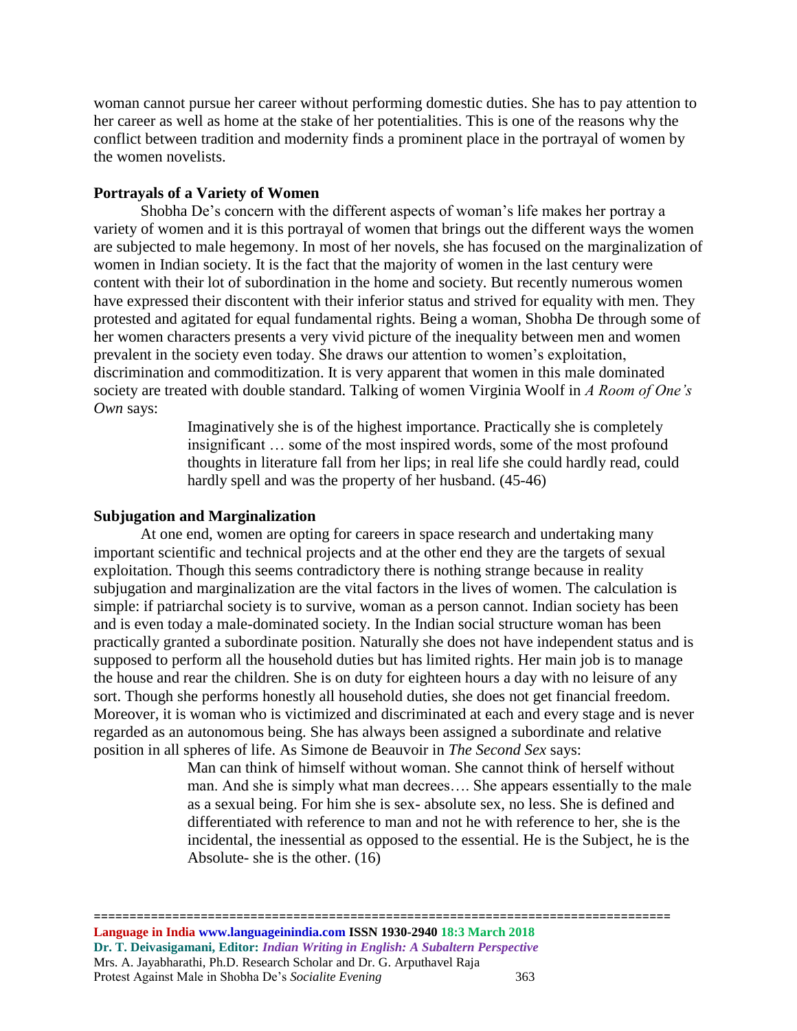woman cannot pursue her career without performing domestic duties. She has to pay attention to her career as well as home at the stake of her potentialities. This is one of the reasons why the conflict between tradition and modernity finds a prominent place in the portrayal of women by the women novelists.

## Portrayals of a Variety of Women

Shobha De's concern with the different aspects of woman's life makes her portray a variety of women and it is this portrayal of women that brings out the different ways the women are subjected to male hegemony. In most of her novels, she has focused on the marginalization of women in Indian society. It is the fact that the majority of women in the last century were content with their lot of subordination in the home and society. But recently numerous women have expressed their discontent with their inferior status and strived for equality with men. They protested and agitated for equal fundamental rights. Being a woman, Shobha De through some of her women characters presents a very vivid picture of the inequality between men and women prevalent in the society even today. She draws our attention to women's exploitation, discrimination and commoditization. It is very apparent that women in this male dominated society are treated with double standard. Talking of women Virginia Woolf in *A Room of One's Own* says:

> Imaginatively she is of the highest importance. Practically she is completely insignificant … some of the most inspired words, some of the most profound thoughts in literature fall from her lips; in real life she could hardly read, could hardly spell and was the property of her husband. (45-46)

## Subjugation and Marginalization

At one end, women are opting for careers in space research and undertaking many important scientific and technical projects and at the other end they are the targets of sexual exploitation. Though this seems contradictory there is nothing strange because in reality subjugation and marginalization are the vital factors in the lives of women. The calculation is simple: if patriarchal society is to survive, woman as a person cannot. Indian society has been and is even today a male-dominated society. In the Indian social structure woman has been practically granted a subordinate position. Naturally she does not have independent status and is supposed to perform all the household duties but has limited rights. Her main job is to manage the house and rear the children. She is on duty for eighteen hours a day with no leisure of any sort. Though she performs honestly all household duties, she does not get financial freedom. Moreover, it is woman who is victimized and discriminated at each and every stage and is never regarded as an autonomous being. She has always been assigned a subordinate and relative position in all spheres of life. As Simone de Beauvoir in *The Second Sex* says:

> Man can think of himself without woman. She cannot think of herself without man. And she is simply what man decrees…. She appears essentially to the male as a sexual being. For him she is sex- absolute sex, no less. She is defined and differentiated with reference to man and not he with reference to her, she is the incidental, the inessential as opposed to the essential. He is the Subject, he is the Absolute- she is the other. (16)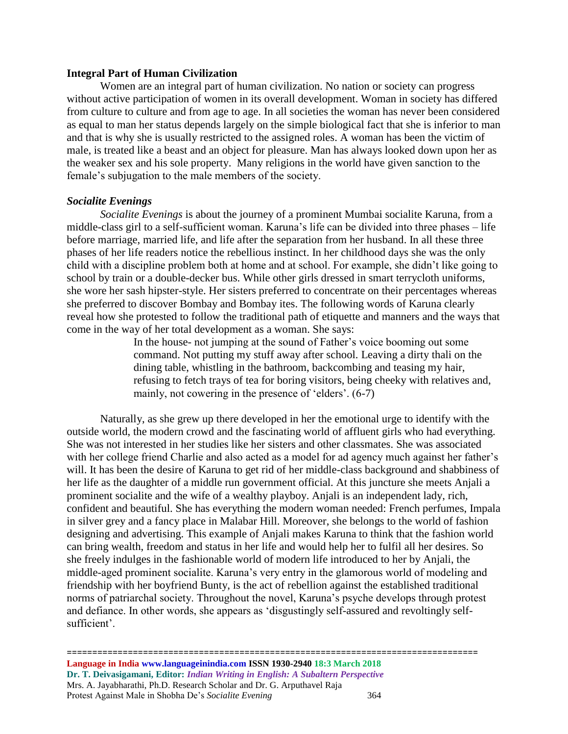**Integral Part of Human Civilization**

Women are an integral part of human civilization. No nation or society can progress without active participation of women in its overall development. Woman in society has differed from culture to culture and from age to age. In all societies the woman has never been considered as equal to man her status depends largely on the simple biological fact that she is inferior to man and that is why she is usually restricted to the assigned roles. A woman has been the victim of male, is treated like a beast and an object for pleasure. Man has always looked down upon her as the weaker sex and his sole property. Many religions in the world have given sanction to the female's subjugation to the male members of the society.

***Socialite Evenings***

*Socialite Evenings* is about the journey of a prominent Mumbai socialite Karuna, from a middle-class girl to a self-sufficient woman. Karuna's life can be divided into three phases – life before marriage, married life, and life after the separation from her husband. In all these three phases of her life readers notice the rebellious instinct. In her childhood days she was the only child with a discipline problem both at home and at school. For example, she didn't like going to school by train or a double-decker bus. While other girls dressed in smart terrycloth uniforms, she wore her sash hipster-style. Her sisters preferred to concentrate on their percentages whereas she preferred to discover Bombay and Bombay ites. The following words of Karuna clearly reveal how she protested to follow the traditional path of etiquette and manners and the ways that come in the way of her total development as a woman. She says:

> In the house- not jumping at the sound of Father's voice booming out some command. Not putting my stuff away after school. Leaving a dirty thali on the dining table, whistling in the bathroom, backcombing and teasing my hair, refusing to fetch trays of tea for boring visitors, being cheeky with relatives and, mainly, not cowering in the presence of 'elders'. (6-7)

Naturally, as she grew up there developed in her the emotional urge to identify with the outside world, the modern crowd and the fascinating world of affluent girls who had everything. She was not interested in her studies like her sisters and other classmates. She was associated with her college friend Charlie and also acted as a model for ad agency much against her father's will. It has been the desire of Karuna to get rid of her middle-class background and shabbiness of her life as the daughter of a middle run government official. At this juncture she meets Anjali a prominent socialite and the wife of a wealthy playboy. Anjali is an independent lady, rich, confident and beautiful. She has everything the modern woman needed: French perfumes, Impala in silver grey and a fancy place in Malabar Hill. Moreover, she belongs to the world of fashion designing and advertising. This example of Anjali makes Karuna to think that the fashion world can bring wealth, freedom and status in her life and would help her to fulfil all her desires. So she freely indulges in the fashionable world of modern life introduced to her by Anjali, the middle-aged prominent socialite. Karuna's very entry in the glamorous world of modeling and friendship with her boyfriend Bunty, is the act of rebellion against the established traditional norms of patriarchal society. Throughout the novel, Karuna's psyche develops through protest and defiance. In other words, she appears as 'disgustingly self-assured and revoltingly self-sufficient'.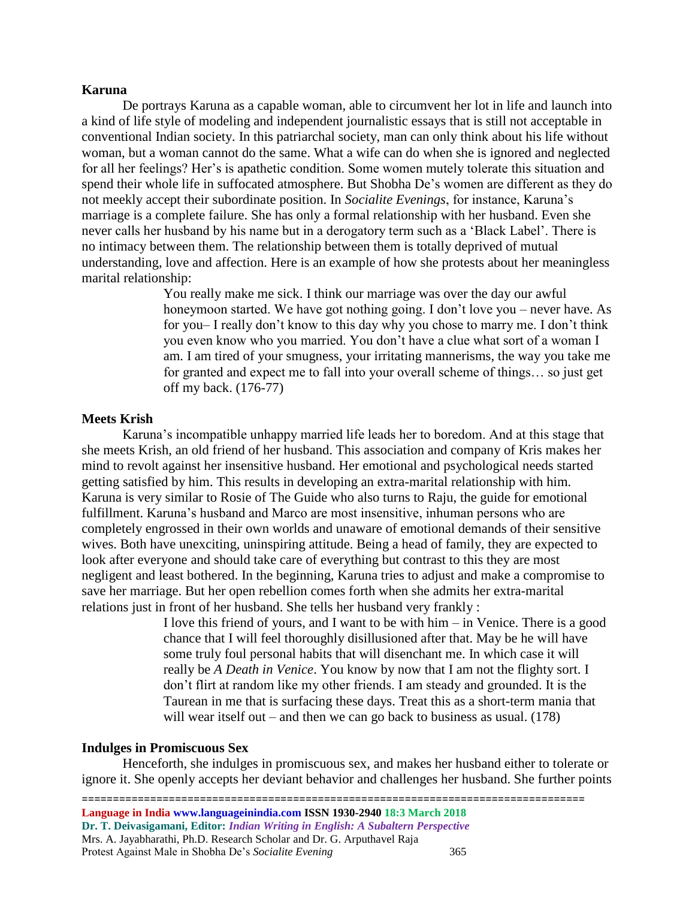### Karuna

De portrays Karuna as a capable woman, able to circumvent her lot in life and launch into a kind of life style of modeling and independent journalistic essays that is still not acceptable in conventional Indian society. In this patriarchal society, man can only think about his life without woman, but a woman cannot do the same. What a wife can do when she is ignored and neglected for all her feelings? Her's is apathetic condition. Some women mutely tolerate this situation and spend their whole life in suffocated atmosphere. But Shobha De's women are different as they do not meekly accept their subordinate position. In *Socialite Evenings*, for instance, Karuna's marriage is a complete failure. She has only a formal relationship with her husband. Even she never calls her husband by his name but in a derogatory term such as a 'Black Label'. There is no intimacy between them. The relationship between them is totally deprived of mutual understanding, love and affection. Here is an example of how she protests about her meaningless marital relationship:

> You really make me sick. I think our marriage was over the day our awful honeymoon started. We have got nothing going. I don't love you – never have. As for you– I really don't know to this day why you chose to marry me. I don't think you even know who you married. You don't have a clue what sort of a woman I am. I am tired of your smugness, your irritating mannerisms, the way you take me for granted and expect me to fall into your overall scheme of things… so just get off my back. (176-77)

### Meets Krish

Karuna's incompatible unhappy married life leads her to boredom. And at this stage that she meets Krish, an old friend of her husband. This association and company of Kris makes her mind to revolt against her insensitive husband. Her emotional and psychological needs started getting satisfied by him. This results in developing an extra-marital relationship with him. Karuna is very similar to Rosie of The Guide who also turns to Raju, the guide for emotional fulfillment. Karuna's husband and Marco are most insensitive, inhuman persons who are completely engrossed in their own worlds and unaware of emotional demands of their sensitive wives. Both have unexciting, uninspiring attitude. Being a head of family, they are expected to look after everyone and should take care of everything but contrast to this they are most negligent and least bothered. In the beginning, Karuna tries to adjust and make a compromise to save her marriage. But her open rebellion comes forth when she admits her extra-marital relations just in front of her husband. She tells her husband very frankly :

> I love this friend of yours, and I want to be with him – in Venice. There is a good chance that I will feel thoroughly disillusioned after that. May be he will have some truly foul personal habits that will disenchant me. In which case it will really be *A Death in Venice*. You know by now that I am not the flighty sort. I don't flirt at random like my other friends. I am steady and grounded. It is the Taurean in me that is surfacing these days. Treat this as a short-term mania that will wear itself out – and then we can go back to business as usual. (178)

### Indulges in Promiscuous Sex

Henceforth, she indulges in promiscuous sex, and makes her husband either to tolerate or ignore it. She openly accepts her deviant behavior and challenges her husband. She further points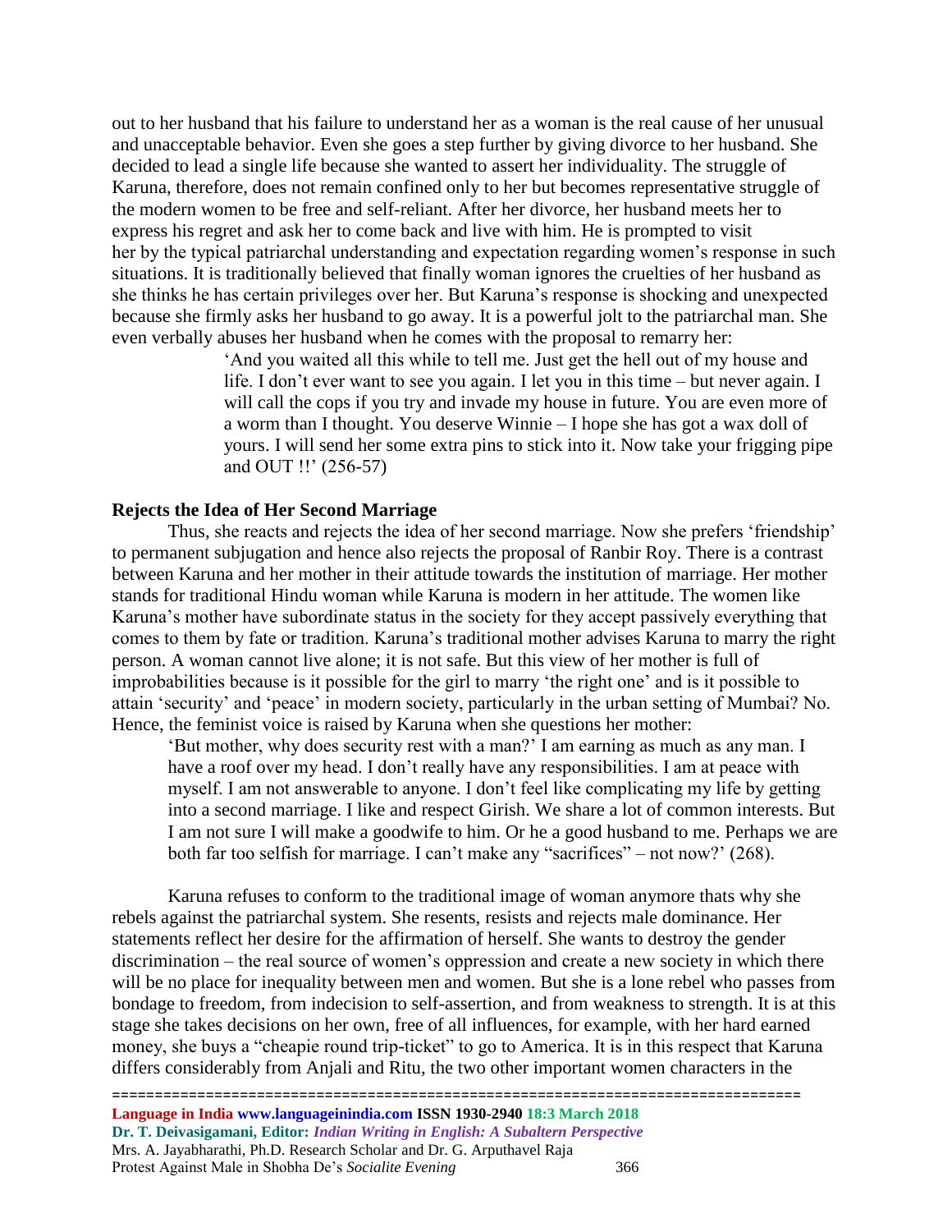out to her husband that his failure to understand her as a woman is the real cause of her unusual and unacceptable behavior. Even she goes a step further by giving divorce to her husband. She decided to lead a single life because she wanted to assert her individuality. The struggle of Karuna, therefore, does not remain confined only to her but becomes representative struggle of the modern women to be free and self-reliant. After her divorce, her husband meets her to express his regret and ask her to come back and live with him. He is prompted to visit her by the typical patriarchal understanding and expectation regarding women's response in such situations. It is traditionally believed that finally woman ignores the cruelties of her husband as she thinks he has certain privileges over her. But Karuna's response is shocking and unexpected because she firmly asks her husband to go away. It is a powerful jolt to the patriarchal man. She even verbally abuses her husband when he comes with the proposal to remarry her:

> 'And you waited all this while to tell me. Just get the hell out of my house and life. I don't ever want to see you again. I let you in this time – but never again. I will call the cops if you try and invade my house in future. You are even more of a worm than I thought. You deserve Winnie – I hope she has got a wax doll of yours. I will send her some extra pins to stick into it. Now take your frigging pipe and OUT !!' (256-57)

**Rejects the Idea of Her Second Marriage**

Thus, she reacts and rejects the idea of her second marriage. Now she prefers 'friendship' to permanent subjugation and hence also rejects the proposal of Ranbir Roy. There is a contrast between Karuna and her mother in their attitude towards the institution of marriage. Her mother stands for traditional Hindu woman while Karuna is modern in her attitude. The women like Karuna's mother have subordinate status in the society for they accept passively everything that comes to them by fate or tradition. Karuna's traditional mother advises Karuna to marry the right person. A woman cannot live alone; it is not safe. But this view of her mother is full of improbabilities because is it possible for the girl to marry 'the right one' and is it possible to attain 'security' and 'peace' in modern society, particularly in the urban setting of Mumbai? No. Hence, the feminist voice is raised by Karuna when she questions her mother:

> 'But mother, why does security rest with a man?' I am earning as much as any man. I have a roof over my head. I don't really have any responsibilities. I am at peace with myself. I am not answerable to anyone. I don't feel like complicating my life by getting into a second marriage. I like and respect Girish. We share a lot of common interests. But I am not sure I will make a goodwife to him. Or he a good husband to me. Perhaps we are both far too selfish for marriage. I can't make any "sacrifices" – not now?' (268).

Karuna refuses to conform to the traditional image of woman anymore thats why she rebels against the patriarchal system. She resents, resists and rejects male dominance. Her statements reflect her desire for the affirmation of herself. She wants to destroy the gender discrimination – the real source of women's oppression and create a new society in which there will be no place for inequality between men and women. But she is a lone rebel who passes from bondage to freedom, from indecision to self-assertion, and from weakness to strength. It is at this stage she takes decisions on her own, free of all influences, for example, with her hard earned money, she buys a "cheapie round trip-ticket" to go to America. It is in this respect that Karuna differs considerably from Anjali and Ritu, the two other important women characters in the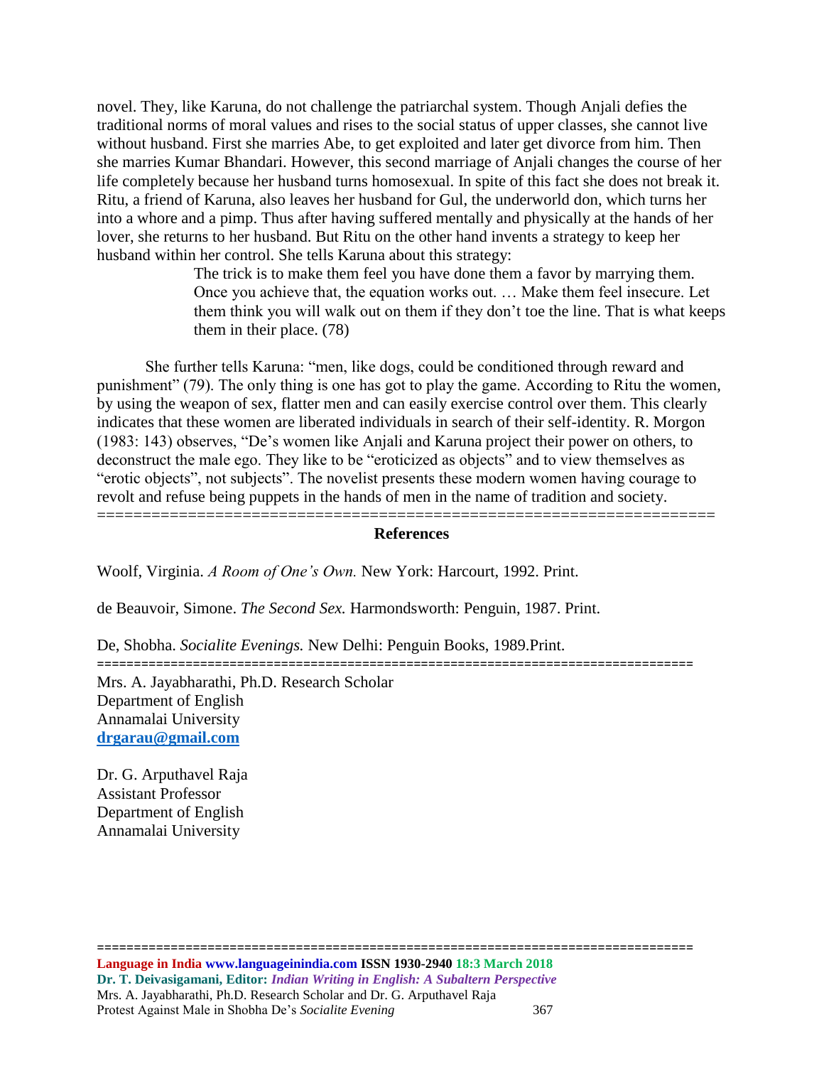novel. They, like Karuna, do not challenge the patriarchal system. Though Anjali defies the traditional norms of moral values and rises to the social status of upper classes, she cannot live without husband. First she marries Abe, to get exploited and later get divorce from him. Then she marries Kumar Bhandari. However, this second marriage of Anjali changes the course of her life completely because her husband turns homosexual. In spite of this fact she does not break it. Ritu, a friend of Karuna, also leaves her husband for Gul, the underworld don, which turns her into a whore and a pimp. Thus after having suffered mentally and physically at the hands of her lover, she returns to her husband. But Ritu on the other hand invents a strategy to keep her husband within her control. She tells Karuna about this strategy:

> The trick is to make them feel you have done them a favor by marrying them. Once you achieve that, the equation works out. … Make them feel insecure. Let them think you will walk out on them if they don't toe the line. That is what keeps them in their place. (78)

She further tells Karuna: "men, like dogs, could be conditioned through reward and punishment" (79). The only thing is one has got to play the game. According to Ritu the women, by using the weapon of sex, flatter men and can easily exercise control over them. This clearly indicates that these women are liberated individuals in search of their self-identity. R. Morgon (1983: 143) observes, "De's women like Anjali and Karuna project their power on others, to deconstruct the male ego. They like to be "eroticized as objects" and to view themselves as "erotic objects", not subjects". The novelist presents these modern women having courage to revolt and refuse being puppets in the hands of men in the name of tradition and society.

## References

Woolf, Virginia. *A Room of One's Own.* New York: Harcourt, 1992. Print.

de Beauvoir, Simone. *The Second Sex.* Harmondsworth: Penguin, 1987. Print.

De, Shobha. *Socialite Evenings.* New Delhi: Penguin Books, 1989.Print.

Mrs. A. Jayabharathi, Ph.D. Research Scholar
Department of English
Annamalai University
**drgarau@gmail.com**

Dr. G. Arputhavel Raja
Assistant Professor
Department of English
Annamalai University